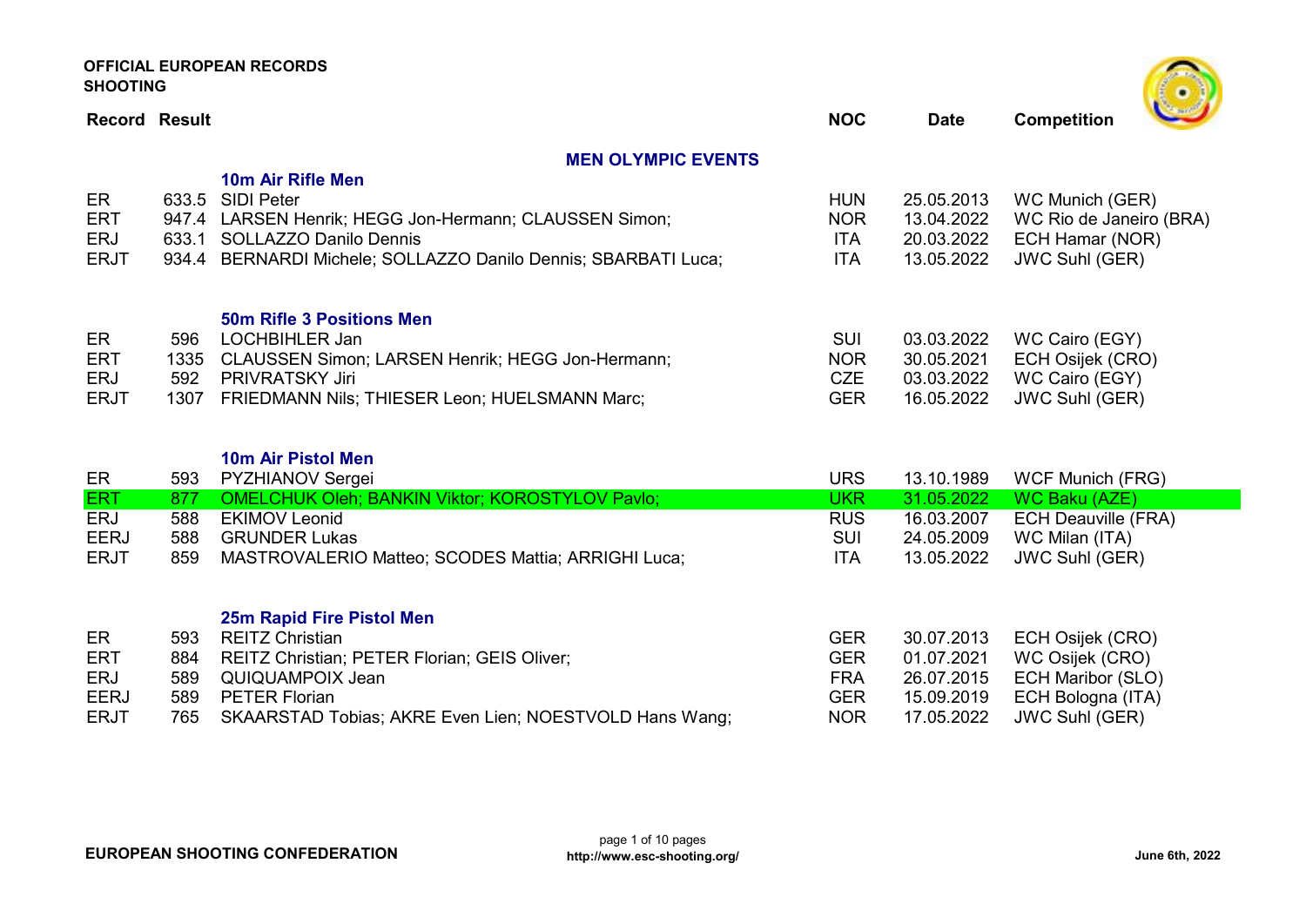**OFFICIAL EUROPEAN RECORDS**
**SHOOTING**

## MEN OLYMPIC EVENTS

### 10m Air Rifle Men

| Record | Result | Name | NOC | Date | Competition |
|---|---|---|---|---|---|
| ER | 633.5 | SIDI Peter | HUN | 25.05.2013 | WC Munich (GER) |
| ERT | 947.4 | LARSEN Henrik; HEGG Jon-Hermann; CLAUSSEN Simon; | NOR | 13.04.2022 | WC Rio de Janeiro (BRA) |
| ERJ | 633.1 | SOLLAZZO Danilo Dennis | ITA | 20.03.2022 | ECH Hamar (NOR) |
| ERJT | 934.4 | BERNARDI Michele; SOLLAZZO Danilo Dennis; SBARBATI Luca; | ITA | 13.05.2022 | JWC Suhl (GER) |

### 50m Rifle 3 Positions Men

| Record | Result | Name | NOC | Date | Competition |
|---|---|---|---|---|---|
| ER | 596 | LOCHBIHLER Jan | SUI | 03.03.2022 | WC Cairo (EGY) |
| ERT | 1335 | CLAUSSEN Simon; LARSEN Henrik; HEGG Jon-Hermann; | NOR | 30.05.2021 | ECH Osijek (CRO) |
| ERJ | 592 | PRIVRATSKY Jiri | CZE | 03.03.2022 | WC Cairo (EGY) |
| ERJT | 1307 | FRIEDMANN Nils; THIESER Leon; HUELSMANN Marc; | GER | 16.05.2022 | JWC Suhl (GER) |

### 10m Air Pistol Men

| Record | Result | Name | NOC | Date | Competition |
|---|---|---|---|---|---|
| ER | 593 | PYZHIANOV Sergei | URS | 13.10.1989 | WCF Munich (FRG) |
| ERT | 877 | OMELCHUK Oleh; BANKIN Viktor; KOROSTYLOV Pavlo; | UKR | 31.05.2022 | WC Baku (AZE) |
| ERJ | 588 | EKIMOV Leonid | RUS | 16.03.2007 | ECH Deauville (FRA) |
| EERJ | 588 | GRUNDER Lukas | SUI | 24.05.2009 | WC Milan (ITA) |
| ERJT | 859 | MASTROVALERIO Matteo; SCODES Mattia; ARRIGHI Luca; | ITA | 13.05.2022 | JWC Suhl (GER) |

### 25m Rapid Fire Pistol Men

| Record | Result | Name | NOC | Date | Competition |
|---|---|---|---|---|---|
| ER | 593 | REITZ Christian | GER | 30.07.2013 | ECH Osijek (CRO) |
| ERT | 884 | REITZ Christian; PETER Florian; GEIS Oliver; | GER | 01.07.2021 | WC Osijek (CRO) |
| ERJ | 589 | QUIQUAMPOIX Jean | FRA | 26.07.2015 | ECH Maribor (SLO) |
| EERJ | 589 | PETER Florian | GER | 15.09.2019 | ECH Bologna (ITA) |
| ERJT | 765 | SKAARSTAD Tobias; AKRE Even Lien; NOESTVOLD Hans Wang; | NOR | 17.05.2022 | JWC Suhl (GER) |

**EUROPEAN SHOOTING CONFEDERATION**

http://www.esc-shooting.org/

June 6th, 2022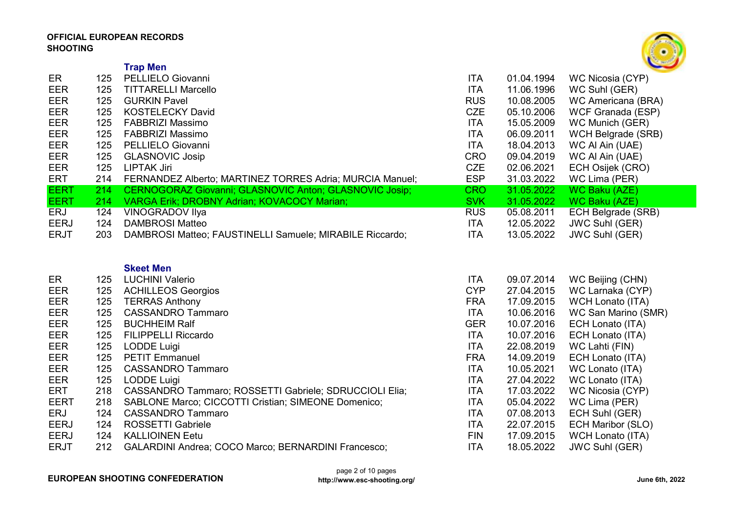**OFFICIAL EUROPEAN RECORDS**
**SHOOTING**

### Trap Men

| | | | | | |
|---|---|---|---|---|---|
| ER | 125 | PELLIELO Giovanni | ITA | 01.04.1994 | WC Nicosia (CYP) |
| EER | 125 | TITTARELLI Marcello | ITA | 11.06.1996 | WC Suhl (GER) |
| EER | 125 | GURKIN Pavel | RUS | 10.08.2005 | WC Americana (BRA) |
| EER | 125 | KOSTELECKY David | CZE | 05.10.2006 | WCF Granada (ESP) |
| EER | 125 | FABBRIZI Massimo | ITA | 15.05.2009 | WC Munich (GER) |
| EER | 125 | FABBRIZI Massimo | ITA | 06.09.2011 | WCH Belgrade (SRB) |
| EER | 125 | PELLIELO Giovanni | ITA | 18.04.2013 | WC Al Ain (UAE) |
| EER | 125 | GLASNOVIC Josip | CRO | 09.04.2019 | WC Al Ain (UAE) |
| EER | 125 | LIPTAK Jiri | CZE | 02.06.2021 | ECH Osijek (CRO) |
| ERT | 214 | FERNANDEZ Alberto; MARTINEZ TORRES Adria; MURCIA Manuel; | ESP | 31.03.2022 | WC Lima (PER) |
| EERT | 214 | CERNOGORAZ Giovanni; GLASNOVIC Anton; GLASNOVIC Josip; | CRO | 31.05.2022 | WC Baku (AZE) |
| EERT | 214 | VARGA Erik; DROBNY Adrian; KOVACOCY Marian; | SVK | 31.05.2022 | WC Baku (AZE) |
| ERJ | 124 | VINOGRADOV Ilya | RUS | 05.08.2011 | ECH Belgrade (SRB) |
| EERJ | 124 | DAMBROSI Matteo | ITA | 12.05.2022 | JWC Suhl (GER) |
| ERJT | 203 | DAMBROSI Matteo; FAUSTINELLI Samuele; MIRABILE Riccardo; | ITA | 13.05.2022 | JWC Suhl (GER) |

### Skeet Men

| | | | | | |
|---|---|---|---|---|---|
| ER | 125 | LUCHINI Valerio | ITA | 09.07.2014 | WC Beijing (CHN) |
| EER | 125 | ACHILLEOS Georgios | CYP | 27.04.2015 | WC Larnaka (CYP) |
| EER | 125 | TERRAS Anthony | FRA | 17.09.2015 | WCH Lonato (ITA) |
| EER | 125 | CASSANDRO Tammaro | ITA | 10.06.2016 | WC San Marino (SMR) |
| EER | 125 | BUCHHEIM Ralf | GER | 10.07.2016 | ECH Lonato (ITA) |
| EER | 125 | FILIPPELLI Riccardo | ITA | 10.07.2016 | ECH Lonato (ITA) |
| EER | 125 | LODDE Luigi | ITA | 22.08.2019 | WC Lahti (FIN) |
| EER | 125 | PETIT Emmanuel | FRA | 14.09.2019 | ECH Lonato (ITA) |
| EER | 125 | CASSANDRO Tammaro | ITA | 10.05.2021 | WC Lonato (ITA) |
| EER | 125 | LODDE Luigi | ITA | 27.04.2022 | WC Lonato (ITA) |
| ERT | 218 | CASSANDRO Tammaro; ROSSETTI Gabriele; SDRUCCIOLI Elia; | ITA | 17.03.2022 | WC Nicosia (CYP) |
| EERT | 218 | SABLONE Marco; CICCOTTI Cristian; SIMEONE Domenico; | ITA | 05.04.2022 | WC Lima (PER) |
| ERJ | 124 | CASSANDRO Tammaro | ITA | 07.08.2013 | ECH Suhl (GER) |
| EERJ | 124 | ROSSETTI Gabriele | ITA | 22.07.2015 | ECH Maribor (SLO) |
| EERJ | 124 | KALLIOINEN Eetu | FIN | 17.09.2015 | WCH Lonato (ITA) |
| ERJT | 212 | GALARDINI Andrea; COCO Marco; BERNARDINI Francesco; | ITA | 18.05.2022 | JWC Suhl (GER) |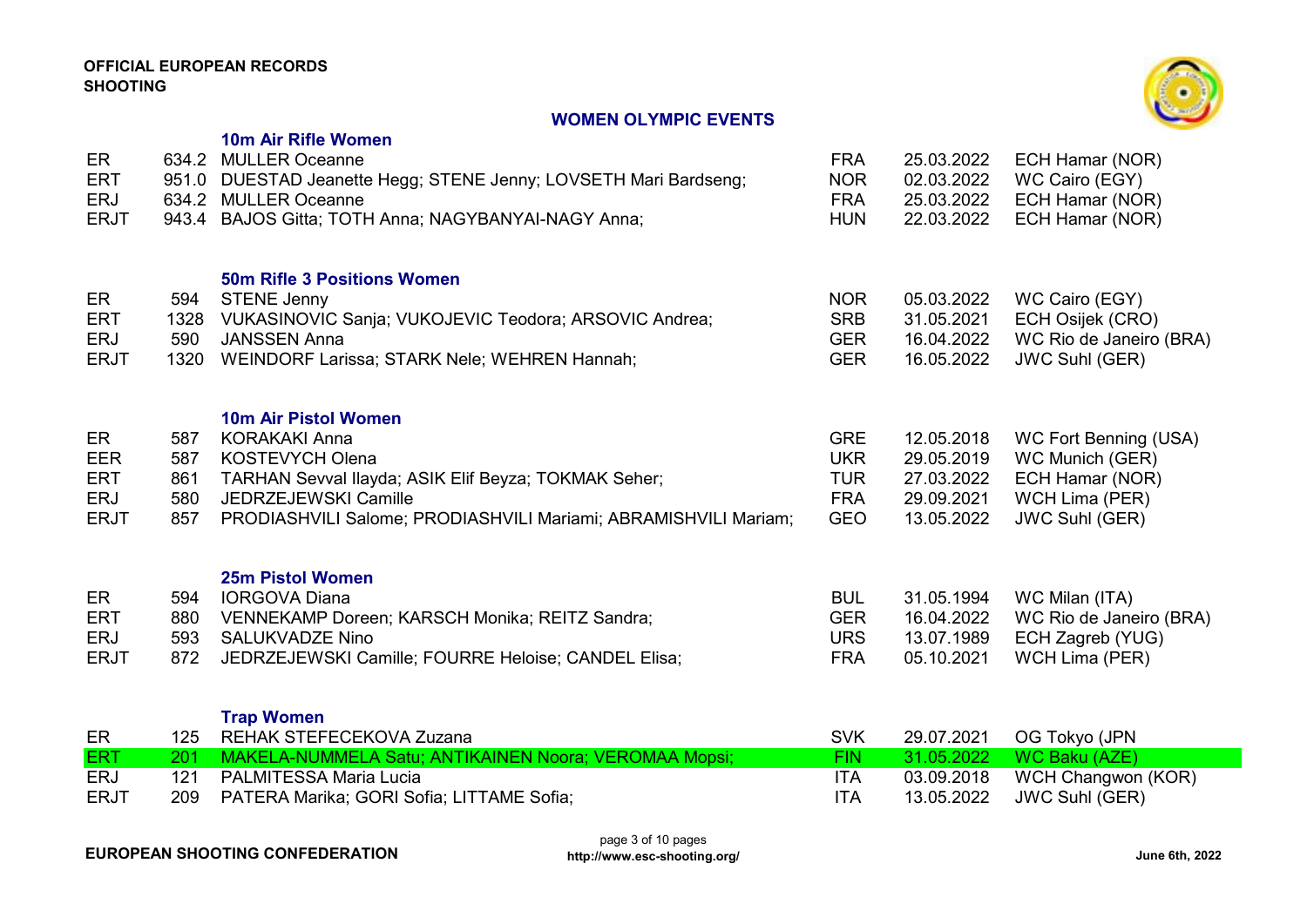**OFFICIAL EUROPEAN RECORDS**
**SHOOTING**

## WOMEN OLYMPIC EVENTS

### 10m Air Rifle Women

| | | | | | |
|---|---|---|---|---|---|
| ER | 634.2 | MULLER Oceanne | FRA | 25.03.2022 | ECH Hamar (NOR) |
| ERT | 951.0 | DUESTAD Jeanette Hegg; STENE Jenny; LOVSETH Mari Bardseng; | NOR | 02.03.2022 | WC Cairo (EGY) |
| ERJ | 634.2 | MULLER Oceanne | FRA | 25.03.2022 | ECH Hamar (NOR) |
| ERJT | 943.4 | BAJOS Gitta; TOTH Anna; NAGYBANYAI-NAGY Anna; | HUN | 22.03.2022 | ECH Hamar (NOR) |

### 50m Rifle 3 Positions Women

| | | | | | |
|---|---|---|---|---|---|
| ER | 594 | STENE Jenny | NOR | 05.03.2022 | WC Cairo (EGY) |
| ERT | 1328 | VUKASINOVIC Sanja; VUKOJEVIC Teodora; ARSOVIC Andrea; | SRB | 31.05.2021 | ECH Osijek (CRO) |
| ERJ | 590 | JANSSEN Anna | GER | 16.04.2022 | WC Rio de Janeiro (BRA) |
| ERJT | 1320 | WEINDORF Larissa; STARK Nele; WEHREN Hannah; | GER | 16.05.2022 | JWC Suhl (GER) |

### 10m Air Pistol Women

| | | | | | |
|---|---|---|---|---|---|
| ER | 587 | KORAKAKI Anna | GRE | 12.05.2018 | WC Fort Benning (USA) |
| EER | 587 | KOSTEVYCH Olena | UKR | 29.05.2019 | WC Munich (GER) |
| ERT | 861 | TARHAN Sevval Ilayda; ASIK Elif Beyza; TOKMAK Seher; | TUR | 27.03.2022 | ECH Hamar (NOR) |
| ERJ | 580 | JEDRZEJEWSKI Camille | FRA | 29.09.2021 | WCH Lima (PER) |
| ERJT | 857 | PRODIASHVILI Salome; PRODIASHVILI Mariami; ABRAMISHVILI Mariam; | GEO | 13.05.2022 | JWC Suhl (GER) |

### 25m Pistol Women

| | | | | | |
|---|---|---|---|---|---|
| ER | 594 | IORGOVA Diana | BUL | 31.05.1994 | WC Milan (ITA) |
| ERT | 880 | VENNEKAMP Doreen; KARSCH Monika; REITZ Sandra; | GER | 16.04.2022 | WC Rio de Janeiro (BRA) |
| ERJ | 593 | SALUKVADZE Nino | URS | 13.07.1989 | ECH Zagreb (YUG) |
| ERJT | 872 | JEDRZEJEWSKI Camille; FOURRE Heloise; CANDEL Elisa; | FRA | 05.10.2021 | WCH Lima (PER) |

### Trap Women

| | | | | | |
|---|---|---|---|---|---|
| ER | 125 | REHAK STEFECEKOVA Zuzana | SVK | 29.07.2021 | OG Tokyo (JPN |
| ERT | 201 | MAKELA-NUMMELA Satu; ANTIKAINEN Noora; VEROMAA Mopsi; | FIN | 31.05.2022 | WC Baku (AZE) |
| ERJ | 121 | PALMITESSA Maria Lucia | ITA | 03.09.2018 | WCH Changwon (KOR) |
| ERJT | 209 | PATERA Marika; GORI Sofia; LITTAME Sofia; | ITA | 13.05.2022 | JWC Suhl (GER) |

**EUROPEAN SHOOTING CONFEDERATION** — **http://www.esc-shooting.org/** — **June 6th, 2022**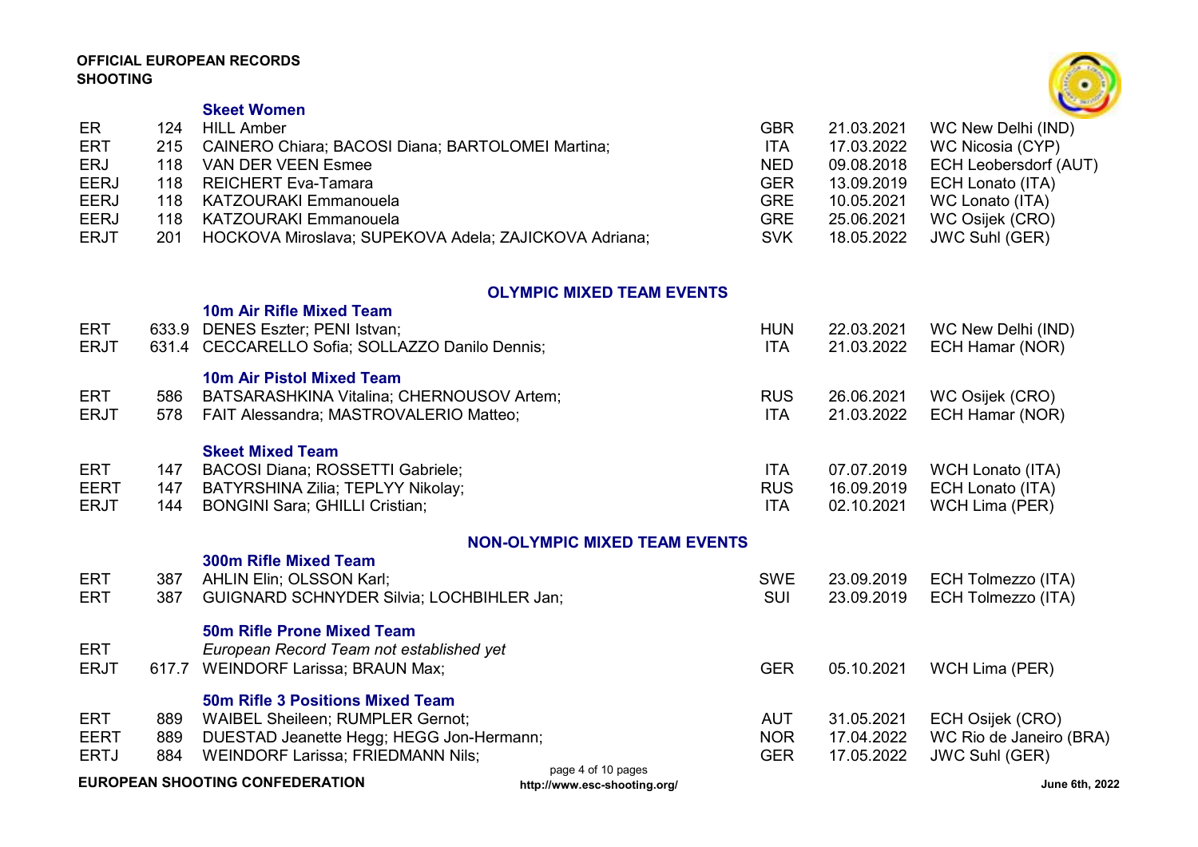**OFFICIAL EUROPEAN RECORDS**
**SHOOTING**

### Skeet Women

| | | | | | |
|---|---|---|---|---|---|
| ER | 124 | HILL Amber | GBR | 21.03.2021 | WC New Delhi (IND) |
| ERT | 215 | CAINERO Chiara; BACOSI Diana; BARTOLOMEI Martina; | ITA | 17.03.2022 | WC Nicosia (CYP) |
| ERJ | 118 | VAN DER VEEN Esmee | NED | 09.08.2018 | ECH Leobersdorf (AUT) |
| EERJ | 118 | REICHERT Eva-Tamara | GER | 13.09.2019 | ECH Lonato (ITA) |
| EERJ | 118 | KATZOURAKI Emmanouela | GRE | 10.05.2021 | WC Lonato (ITA) |
| EERJ | 118 | KATZOURAKI Emmanouela | GRE | 25.06.2021 | WC Osijek (CRO) |
| ERJT | 201 | HOCKOVA Miroslava; SUPEKOVA Adela; ZAJICKOVA Adriana; | SVK | 18.05.2022 | JWC Suhl (GER) |

## OLYMPIC MIXED TEAM EVENTS

### 10m Air Rifle Mixed Team

| | | | | | |
|---|---|---|---|---|---|
| ERT | 633.9 | DENES Eszter; PENI Istvan; | HUN | 22.03.2021 | WC New Delhi (IND) |
| ERJT | 631.4 | CECCARELLO Sofia; SOLLAZZO Danilo Dennis; | ITA | 21.03.2022 | ECH Hamar (NOR) |

### 10m Air Pistol Mixed Team

| | | | | | |
|---|---|---|---|---|---|
| ERT | 586 | BATSARASHKINA Vitalina; CHERNOUSOV Artem; | RUS | 26.06.2021 | WC Osijek (CRO) |
| ERJT | 578 | FAIT Alessandra; MASTROVALERIO Matteo; | ITA | 21.03.2022 | ECH Hamar (NOR) |

### Skeet Mixed Team

| | | | | | |
|---|---|---|---|---|---|
| ERT | 147 | BACOSI Diana; ROSSETTI Gabriele; | ITA | 07.07.2019 | WCH Lonato (ITA) |
| EERT | 147 | BATYRSHINA Zilia; TEPLYY Nikolay; | RUS | 16.09.2019 | ECH Lonato (ITA) |
| ERJT | 144 | BONGINI Sara; GHILLI Cristian; | ITA | 02.10.2021 | WCH Lima (PER) |

## NON-OLYMPIC MIXED TEAM EVENTS

### 300m Rifle Mixed Team

| | | | | | |
|---|---|---|---|---|---|
| ERT | 387 | AHLIN Elin; OLSSON Karl; | SWE | 23.09.2019 | ECH Tolmezzo (ITA) |
| ERT | 387 | GUIGNARD SCHNYDER Silvia; LOCHBIHLER Jan; | SUI | 23.09.2019 | ECH Tolmezzo (ITA) |

### 50m Rifle Prone Mixed Team

| | | | | | |
|---|---|---|---|---|---|
| ERT | | *European Record Team not established yet* | | | |
| ERJT | 617.7 | WEINDORF Larissa; BRAUN Max; | GER | 05.10.2021 | WCH Lima (PER) |

### 50m Rifle 3 Positions Mixed Team

| | | | | | |
|---|---|---|---|---|---|
| ERT | 889 | WAIBEL Sheileen; RUMPLER Gernot; | AUT | 31.05.2021 | ECH Osijek (CRO) |
| EERT | 889 | DUESTAD Jeanette Hegg; HEGG Jon-Hermann; | NOR | 17.04.2022 | WC Rio de Janeiro (BRA) |
| ERTJ | 884 | WEINDORF Larissa; FRIEDMANN Nils; | GER | 17.05.2022 | JWC Suhl (GER) |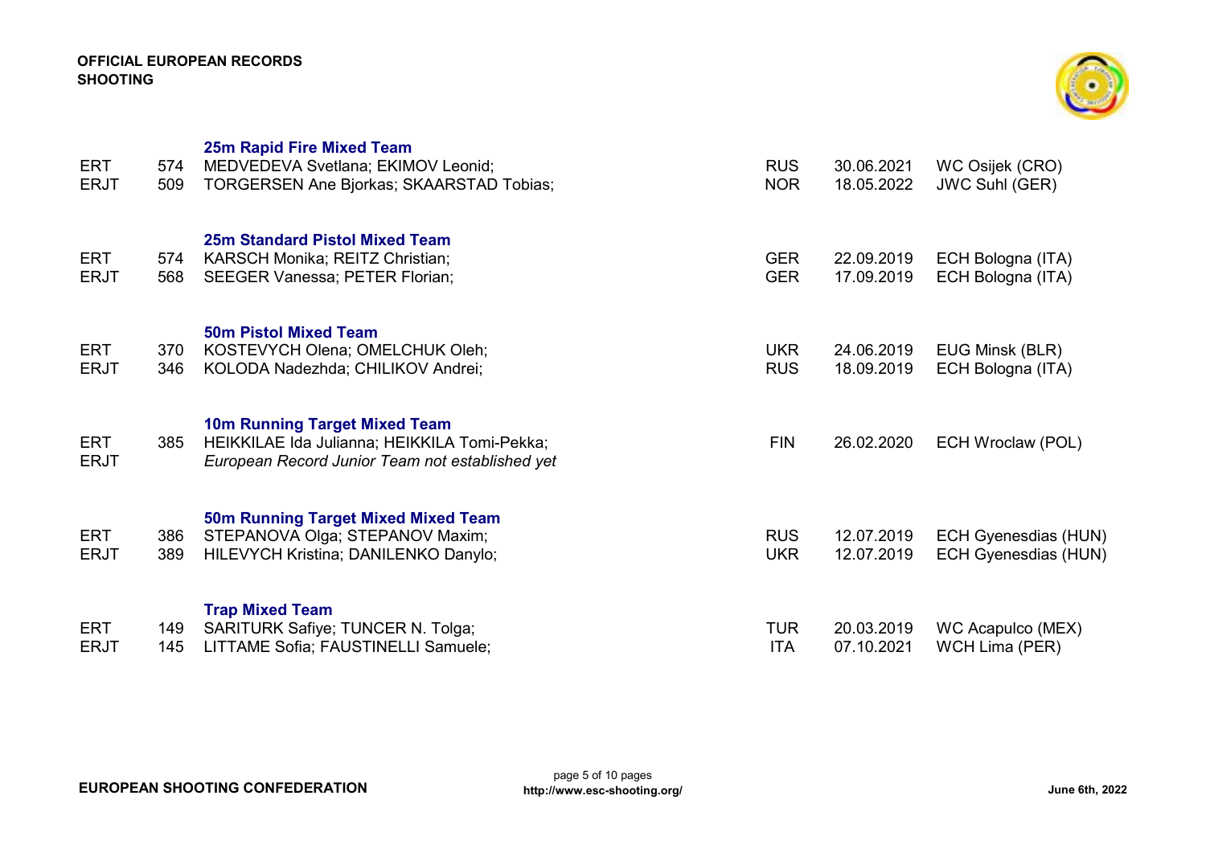### 25m Rapid Fire Mixed Team

| | | | | | |
|---|---|---|---|---|---|
| ERT | 574 | MEDVEDEVA Svetlana; EKIMOV Leonid; | RUS | 30.06.2021 | WC Osijek (CRO) |
| ERJT | 509 | TORGERSEN Ane Bjorkas; SKAARSTAD Tobias; | NOR | 18.05.2022 | JWC Suhl (GER) |

### 25m Standard Pistol Mixed Team

| | | | | | |
|---|---|---|---|---|---|
| ERT | 574 | KARSCH Monika; REITZ Christian; | GER | 22.09.2019 | ECH Bologna (ITA) |
| ERJT | 568 | SEEGER Vanessa; PETER Florian; | GER | 17.09.2019 | ECH Bologna (ITA) |

### 50m Pistol Mixed Team

| | | | | | |
|---|---|---|---|---|---|
| ERT | 370 | KOSTEVYCH Olena; OMELCHUK Oleh; | UKR | 24.06.2019 | EUG Minsk (BLR) |
| ERJT | 346 | KOLODA Nadezhda; CHILIKOV Andrei; | RUS | 18.09.2019 | ECH Bologna (ITA) |

### 10m Running Target Mixed Team

| | | | | | |
|---|---|---|---|---|---|
| ERT | 385 | HEIKKILAE Ida Julianna; HEIKKILA Tomi-Pekka; | FIN | 26.02.2020 | ECH Wroclaw (POL) |
| ERJT | | *European Record Junior Team not established yet* | | | |

### 50m Running Target Mixed Mixed Team

| | | | | | |
|---|---|---|---|---|---|
| ERT | 386 | STEPANOVA Olga; STEPANOV Maxim; | RUS | 12.07.2019 | ECH Gyenesdias (HUN) |
| ERJT | 389 | HILEVYCH Kristina; DANILENKO Danylo; | UKR | 12.07.2019 | ECH Gyenesdias (HUN) |

### Trap Mixed Team

| | | | | | |
|---|---|---|---|---|---|
| ERT | 149 | SARITURK Safiye; TUNCER N. Tolga; | TUR | 20.03.2019 | WC Acapulco (MEX) |
| ERJT | 145 | LITTAME Sofia; FAUSTINELLI Samuele; | ITA | 07.10.2021 | WCH Lima (PER) |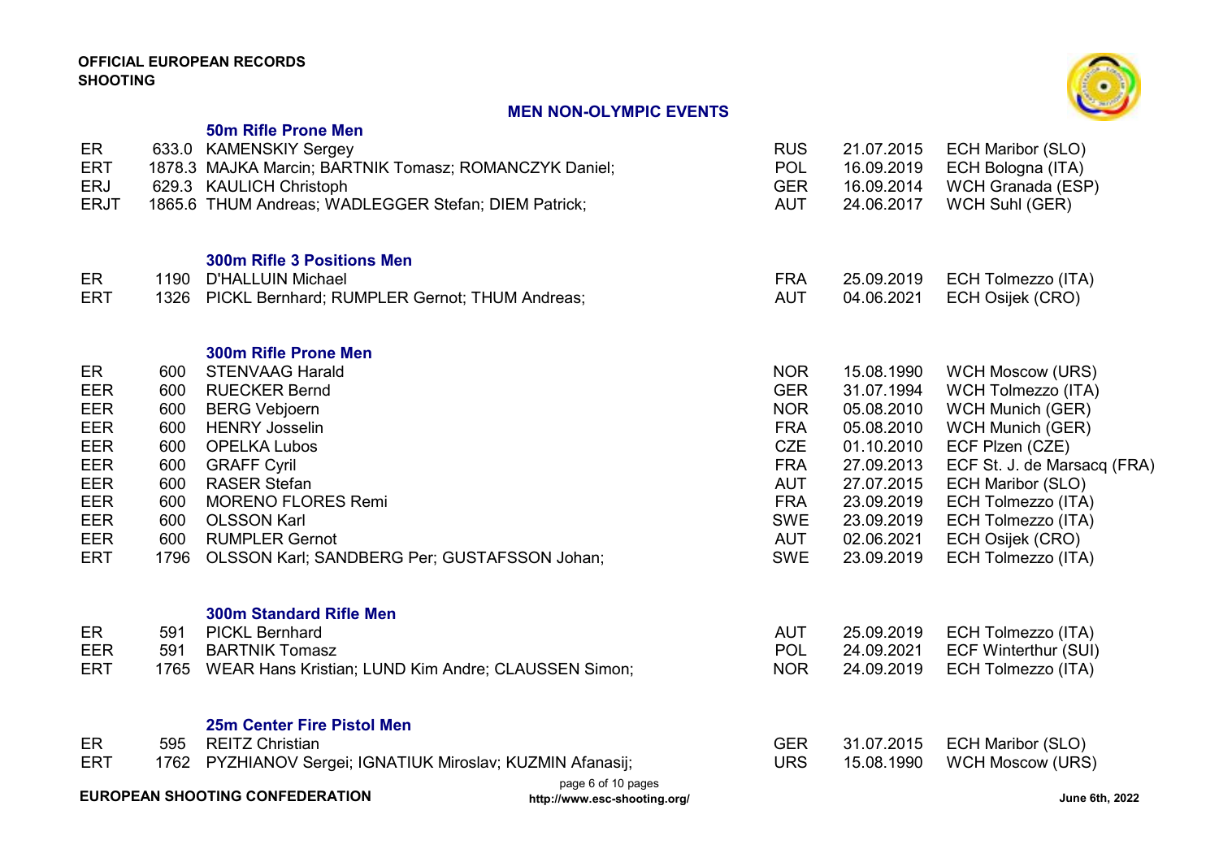**OFFICIAL EUROPEAN RECORDS**
**SHOOTING**

## MEN NON-OLYMPIC EVENTS

### 50m Rifle Prone Men

| | | | | | |
|---|---|---|---|---|---|
| ER | 633.0 | KAMENSKIY Sergey | RUS | 21.07.2015 | ECH Maribor (SLO) |
| ERT | 1878.3 | MAJKA Marcin; BARTNIK Tomasz; ROMANCZYK Daniel; | POL | 16.09.2019 | ECH Bologna (ITA) |
| ERJ | 629.3 | KAULICH Christoph | GER | 16.09.2014 | WCH Granada (ESP) |
| ERJT | 1865.6 | THUM Andreas; WADLEGGER Stefan; DIEM Patrick; | AUT | 24.06.2017 | WCH Suhl (GER) |

### 300m Rifle 3 Positions Men

| | | | | | |
|---|---|---|---|---|---|
| ER | 1190 | D'HALLUIN Michael | FRA | 25.09.2019 | ECH Tolmezzo (ITA) |
| ERT | 1326 | PICKL Bernhard; RUMPLER Gernot; THUM Andreas; | AUT | 04.06.2021 | ECH Osijek (CRO) |

### 300m Rifle Prone Men

| | | | | | |
|---|---|---|---|---|---|
| ER | 600 | STENVAAG Harald | NOR | 15.08.1990 | WCH Moscow (URS) |
| EER | 600 | RUECKER Bernd | GER | 31.07.1994 | WCH Tolmezzo (ITA) |
| EER | 600 | BERG Vebjoern | NOR | 05.08.2010 | WCH Munich (GER) |
| EER | 600 | HENRY Josselin | FRA | 05.08.2010 | WCH Munich (GER) |
| EER | 600 | OPELKA Lubos | CZE | 01.10.2010 | ECF Plzen (CZE) |
| EER | 600 | GRAFF Cyril | FRA | 27.09.2013 | ECF St. J. de Marsacq (FRA) |
| EER | 600 | RASER Stefan | AUT | 27.07.2015 | ECH Maribor (SLO) |
| EER | 600 | MORENO FLORES Remi | FRA | 23.09.2019 | ECH Tolmezzo (ITA) |
| EER | 600 | OLSSON Karl | SWE | 23.09.2019 | ECH Tolmezzo (ITA) |
| EER | 600 | RUMPLER Gernot | AUT | 02.06.2021 | ECH Osijek (CRO) |
| ERT | 1796 | OLSSON Karl; SANDBERG Per; GUSTAFSSON Johan; | SWE | 23.09.2019 | ECH Tolmezzo (ITA) |

### 300m Standard Rifle Men

| | | | | | |
|---|---|---|---|---|---|
| ER | 591 | PICKL Bernhard | AUT | 25.09.2019 | ECH Tolmezzo (ITA) |
| EER | 591 | BARTNIK Tomasz | POL | 24.09.2021 | ECF Winterthur (SUI) |
| ERT | 1765 | WEAR Hans Kristian; LUND Kim Andre; CLAUSSEN Simon; | NOR | 24.09.2019 | ECH Tolmezzo (ITA) |

### 25m Center Fire Pistol Men

| | | | | | |
|---|---|---|---|---|---|
| ER | 595 | REITZ Christian | GER | 31.07.2015 | ECH Maribor (SLO) |
| ERT | 1762 | PYZHIANOV Sergei; IGNATIUK Miroslav; KUZMIN Afanasij; | URS | 15.08.1990 | WCH Moscow (URS) |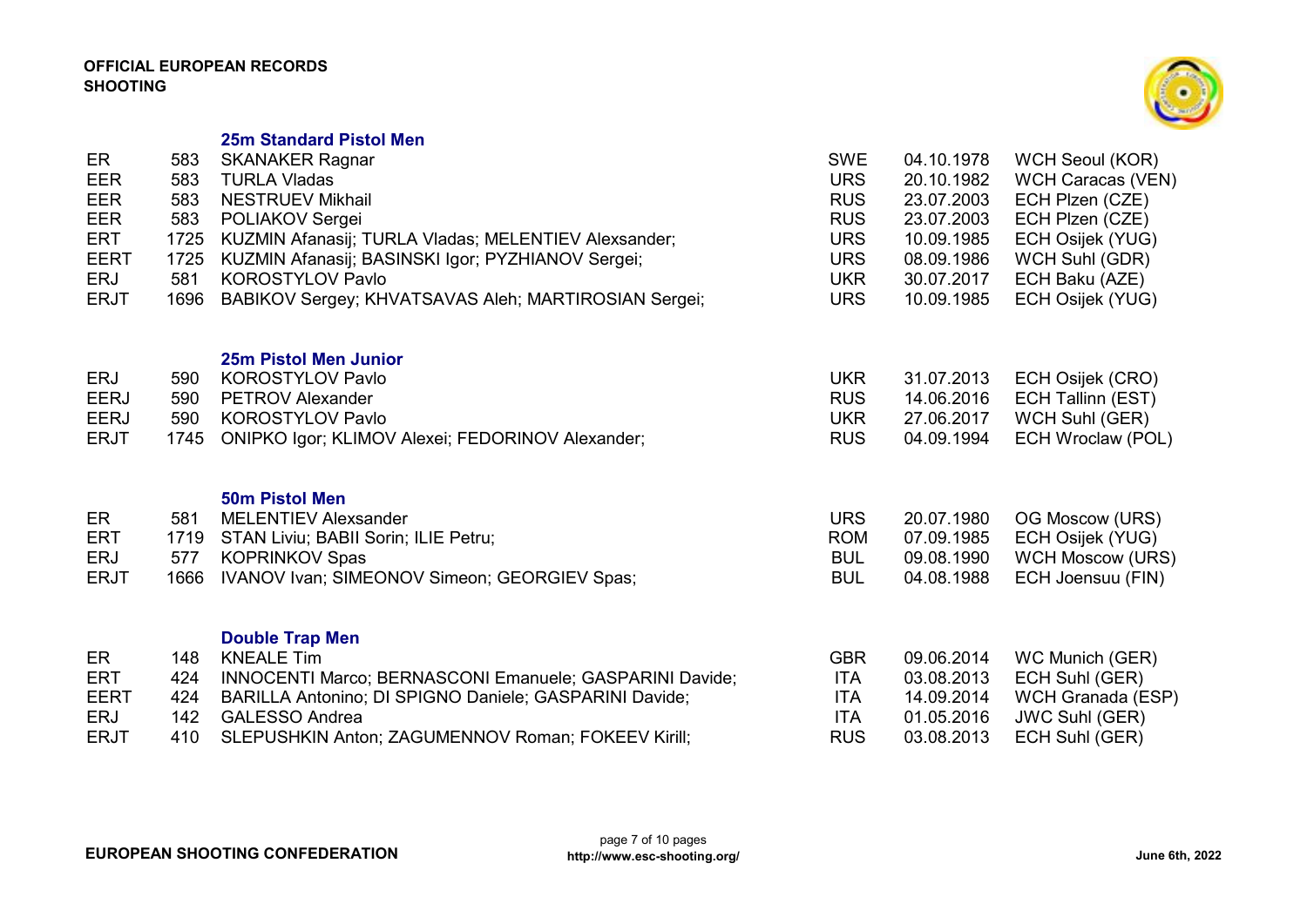**OFFICIAL EUROPEAN RECORDS**
**SHOOTING**

### 25m Standard Pistol Men

| | | | | | |
|---|---|---|---|---|---|
| ER | 583 | SKANAKER Ragnar | SWE | 04.10.1978 | WCH Seoul (KOR) |
| EER | 583 | TURLA Vladas | URS | 20.10.1982 | WCH Caracas (VEN) |
| EER | 583 | NESTRUEV Mikhail | RUS | 23.07.2003 | ECH Plzen (CZE) |
| EER | 583 | POLIAKOV Sergei | RUS | 23.07.2003 | ECH Plzen (CZE) |
| ERT | 1725 | KUZMIN Afanasij; TURLA Vladas; MELENTIEV Alexsander; | URS | 10.09.1985 | ECH Osijek (YUG) |
| EERT | 1725 | KUZMIN Afanasij; BASINSKI Igor; PYZHIANOV Sergei; | URS | 08.09.1986 | WCH Suhl (GDR) |
| ERJ | 581 | KOROSTYLOV Pavlo | UKR | 30.07.2017 | ECH Baku (AZE) |
| ERJT | 1696 | BABIKOV Sergey; KHVATSAVAS Aleh; MARTIROSIAN Sergei; | URS | 10.09.1985 | ECH Osijek (YUG) |

### 25m Pistol Men Junior

| | | | | | |
|---|---|---|---|---|---|
| ERJ | 590 | KOROSTYLOV Pavlo | UKR | 31.07.2013 | ECH Osijek (CRO) |
| EERJ | 590 | PETROV Alexander | RUS | 14.06.2016 | ECH Tallinn (EST) |
| EERJ | 590 | KOROSTYLOV Pavlo | UKR | 27.06.2017 | WCH Suhl (GER) |
| ERJT | 1745 | ONIPKO Igor; KLIMOV Alexei; FEDORINOV Alexander; | RUS | 04.09.1994 | ECH Wroclaw (POL) |

### 50m Pistol Men

| | | | | | |
|---|---|---|---|---|---|
| ER | 581 | MELENTIEV Alexsander | URS | 20.07.1980 | OG Moscow (URS) |
| ERT | 1719 | STAN Liviu; BABII Sorin; ILIE Petru; | ROM | 07.09.1985 | ECH Osijek (YUG) |
| ERJ | 577 | KOPRINKOV Spas | BUL | 09.08.1990 | WCH Moscow (URS) |
| ERJT | 1666 | IVANOV Ivan; SIMEONOV Simeon; GEORGIEV Spas; | BUL | 04.08.1988 | ECH Joensuu (FIN) |

### Double Trap Men

| | | | | | |
|---|---|---|---|---|---|
| ER | 148 | KNEALE Tim | GBR | 09.06.2014 | WC Munich (GER) |
| ERT | 424 | INNOCENTI Marco; BERNASCONI Emanuele; GASPARINI Davide; | ITA | 03.08.2013 | ECH Suhl (GER) |
| EERT | 424 | BARILLA Antonino; DI SPIGNO Daniele; GASPARINI Davide; | ITA | 14.09.2014 | WCH Granada (ESP) |
| ERJ | 142 | GALESSO Andrea | ITA | 01.05.2016 | JWC Suhl (GER) |
| ERJT | 410 | SLEPUSHKIN Anton; ZAGUMENNOV Roman; FOKEEV Kirill; | RUS | 03.08.2013 | ECH Suhl (GER) |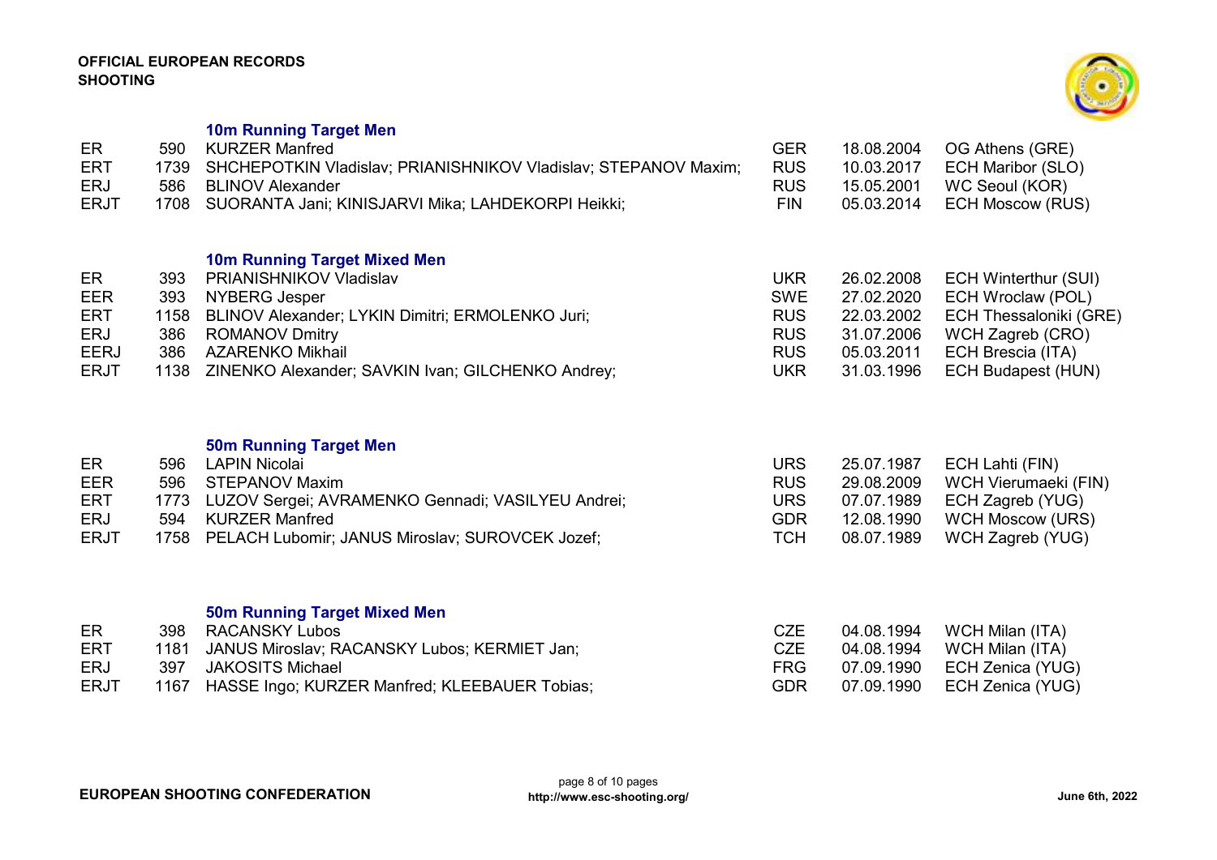**OFFICIAL EUROPEAN RECORDS**
**SHOOTING**

### 10m Running Target Men

| | | | | | |
|---|---|---|---|---|---|
| ER | 590 | KURZER Manfred | GER | 18.08.2004 | OG Athens (GRE) |
| ERT | 1739 | SHCHEPOTKIN Vladislav; PRIANISHNIKOV Vladislav; STEPANOV Maxim; | RUS | 10.03.2017 | ECH Maribor (SLO) |
| ERJ | 586 | BLINOV Alexander | RUS | 15.05.2001 | WC Seoul (KOR) |
| ERJT | 1708 | SUORANTA Jani; KINISJARVI Mika; LAHDEKORPI Heikki; | FIN | 05.03.2014 | ECH Moscow (RUS) |

### 10m Running Target Mixed Men

| | | | | | |
|---|---|---|---|---|---|
| ER | 393 | PRIANISHNIKOV Vladislav | UKR | 26.02.2008 | ECH Winterthur (SUI) |
| EER | 393 | NYBERG Jesper | SWE | 27.02.2020 | ECH Wroclaw (POL) |
| ERT | 1158 | BLINOV Alexander; LYKIN Dimitri; ERMOLENKO Juri; | RUS | 22.03.2002 | ECH Thessaloniki (GRE) |
| ERJ | 386 | ROMANOV Dmitry | RUS | 31.07.2006 | WCH Zagreb (CRO) |
| EERJ | 386 | AZARENKO Mikhail | RUS | 05.03.2011 | ECH Brescia (ITA) |
| ERJT | 1138 | ZINENKO Alexander; SAVKIN Ivan; GILCHENKO Andrey; | UKR | 31.03.1996 | ECH Budapest (HUN) |

### 50m Running Target Men

| | | | | | |
|---|---|---|---|---|---|
| ER | 596 | LAPIN Nicolai | URS | 25.07.1987 | ECH Lahti (FIN) |
| EER | 596 | STEPANOV Maxim | RUS | 29.08.2009 | WCH Vierumaeki (FIN) |
| ERT | 1773 | LUZOV Sergei; AVRAMENKO Gennadi; VASILYEU Andrei; | URS | 07.07.1989 | ECH Zagreb (YUG) |
| ERJ | 594 | KURZER Manfred | GDR | 12.08.1990 | WCH Moscow (URS) |
| ERJT | 1758 | PELACH Lubomir; JANUS Miroslav; SUROVCEK Jozef; | TCH | 08.07.1989 | WCH Zagreb (YUG) |

### 50m Running Target Mixed Men

| | | | | | |
|---|---|---|---|---|---|
| ER | 398 | RACANSKY Lubos | CZE | 04.08.1994 | WCH Milan (ITA) |
| ERT | 1181 | JANUS Miroslav; RACANSKY Lubos; KERMIET Jan; | CZE | 04.08.1994 | WCH Milan (ITA) |
| ERJ | 397 | JAKOSITS Michael | FRG | 07.09.1990 | ECH Zenica (YUG) |
| ERJT | 1167 | HASSE Ingo; KURZER Manfred; KLEEBAUER Tobias; | GDR | 07.09.1990 | ECH Zenica (YUG) |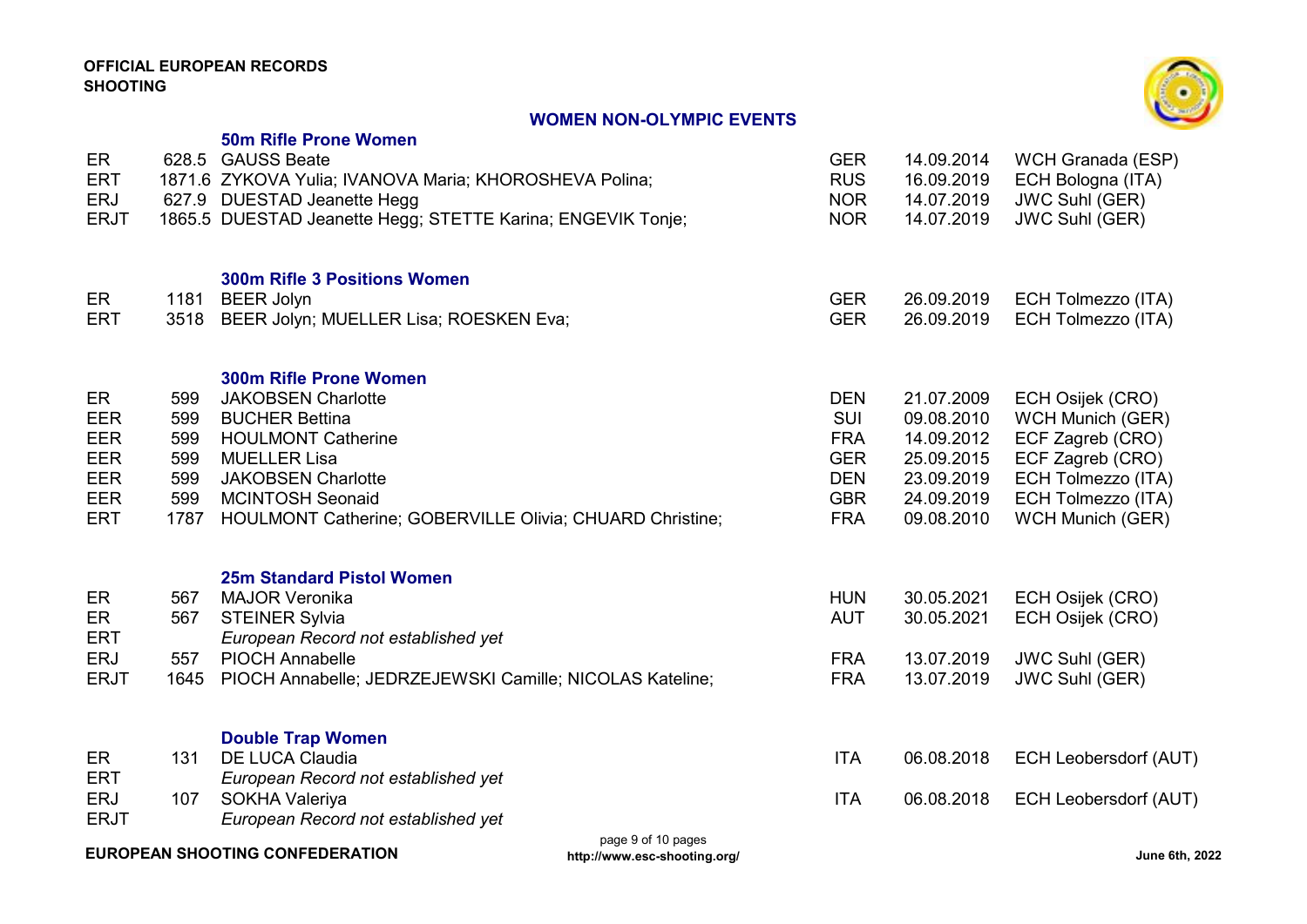**OFFICIAL EUROPEAN RECORDS**
**SHOOTING**

## WOMEN NON-OLYMPIC EVENTS

### 50m Rifle Prone Women

| | | | | | |
|---|---|---|---|---|---|
| ER | 628.5 | GAUSS Beate | GER | 14.09.2014 | WCH Granada (ESP) |
| ERT | 1871.6 | ZYKOVA Yulia; IVANOVA Maria; KHOROSHEVA Polina; | RUS | 16.09.2019 | ECH Bologna (ITA) |
| ERJ | 627.9 | DUESTAD Jeanette Hegg | NOR | 14.07.2019 | JWC Suhl (GER) |
| ERJT | 1865.5 | DUESTAD Jeanette Hegg; STETTE Karina; ENGEVIK Tonje; | NOR | 14.07.2019 | JWC Suhl (GER) |

### 300m Rifle 3 Positions Women

| | | | | | |
|---|---|---|---|---|---|
| ER | 1181 | BEER Jolyn | GER | 26.09.2019 | ECH Tolmezzo (ITA) |
| ERT | 3518 | BEER Jolyn; MUELLER Lisa; ROESKEN Eva; | GER | 26.09.2019 | ECH Tolmezzo (ITA) |

### 300m Rifle Prone Women

| | | | | | |
|---|---|---|---|---|---|
| ER | 599 | JAKOBSEN Charlotte | DEN | 21.07.2009 | ECH Osijek (CRO) |
| EER | 599 | BUCHER Bettina | SUI | 09.08.2010 | WCH Munich (GER) |
| EER | 599 | HOULMONT Catherine | FRA | 14.09.2012 | ECF Zagreb (CRO) |
| EER | 599 | MUELLER Lisa | GER | 25.09.2015 | ECF Zagreb (CRO) |
| EER | 599 | JAKOBSEN Charlotte | DEN | 23.09.2019 | ECH Tolmezzo (ITA) |
| EER | 599 | MCINTOSH Seonaid | GBR | 24.09.2019 | ECH Tolmezzo (ITA) |
| ERT | 1787 | HOULMONT Catherine; GOBERVILLE Olivia; CHUARD Christine; | FRA | 09.08.2010 | WCH Munich (GER) |

### 25m Standard Pistol Women

| | | | | | |
|---|---|---|---|---|---|
| ER | 567 | MAJOR Veronika | HUN | 30.05.2021 | ECH Osijek (CRO) |
| ER | 567 | STEINER Sylvia | AUT | 30.05.2021 | ECH Osijek (CRO) |
| ERT | | *European Record not established yet* | | | |
| ERJ | 557 | PIOCH Annabelle | FRA | 13.07.2019 | JWC Suhl (GER) |
| ERJT | 1645 | PIOCH Annabelle; JEDRZEJEWSKI Camille; NICOLAS Kateline; | FRA | 13.07.2019 | JWC Suhl (GER) |

### Double Trap Women

| | | | | | |
|---|---|---|---|---|---|
| ER | 131 | DE LUCA Claudia | ITA | 06.08.2018 | ECH Leobersdorf (AUT) |
| ERT | | *European Record not established yet* | | | |
| ERJ | 107 | SOKHA Valeriya | ITA | 06.08.2018 | ECH Leobersdorf (AUT) |
| ERJT | | *European Record not established yet* | | | |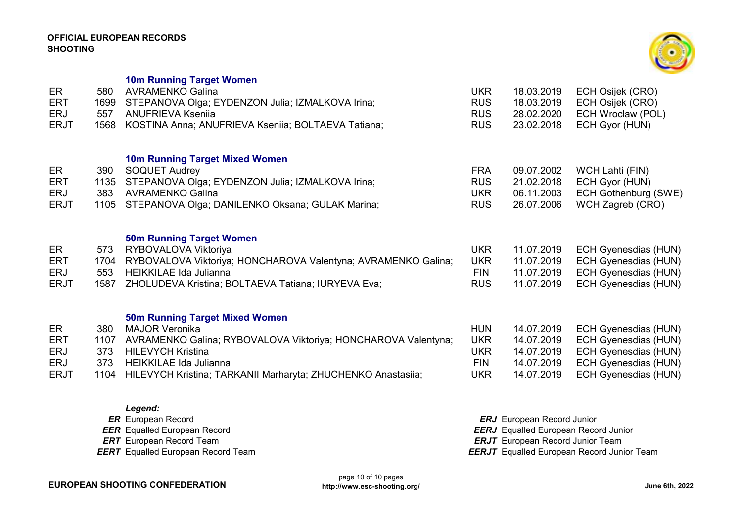**OFFICIAL EUROPEAN RECORDS**
**SHOOTING**

### 10m Running Target Women

| | | | | | |
|---|---|---|---|---|---|
| ER | 580 | AVRAMENKO Galina | UKR | 18.03.2019 | ECH Osijek (CRO) |
| ERT | 1699 | STEPANOVA Olga; EYDENZON Julia; IZMALKOVA Irina; | RUS | 18.03.2019 | ECH Osijek (CRO) |
| ERJ | 557 | ANUFRIEVA Kseniia | RUS | 28.02.2020 | ECH Wroclaw (POL) |
| ERJT | 1568 | KOSTINA Anna; ANUFRIEVA Kseniia; BOLTAEVA Tatiana; | RUS | 23.02.2018 | ECH Gyor (HUN) |

### 10m Running Target Mixed Women

| | | | | | |
|---|---|---|---|---|---|
| ER | 390 | SOQUET Audrey | FRA | 09.07.2002 | WCH Lahti (FIN) |
| ERT | 1135 | STEPANOVA Olga; EYDENZON Julia; IZMALKOVA Irina; | RUS | 21.02.2018 | ECH Gyor (HUN) |
| ERJ | 383 | AVRAMENKO Galina | UKR | 06.11.2003 | ECH Gothenburg (SWE) |
| ERJT | 1105 | STEPANOVA Olga; DANILENKO Oksana; GULAK Marina; | RUS | 26.07.2006 | WCH Zagreb (CRO) |

### 50m Running Target Women

| | | | | | |
|---|---|---|---|---|---|
| ER | 573 | RYBOVALOVA Viktoriya | UKR | 11.07.2019 | ECH Gyenesdias (HUN) |
| ERT | 1704 | RYBOVALOVA Viktoriya; HONCHAROVA Valentyna; AVRAMENKO Galina; | UKR | 11.07.2019 | ECH Gyenesdias (HUN) |
| ERJ | 553 | HEIKKILAE Ida Julianna | FIN | 11.07.2019 | ECH Gyenesdias (HUN) |
| ERJT | 1587 | ZHOLUDEVA Kristina; BOLTAEVA Tatiana; IURYEVA Eva; | RUS | 11.07.2019 | ECH Gyenesdias (HUN) |

### 50m Running Target Mixed Women

| | | | | | |
|---|---|---|---|---|---|
| ER | 380 | MAJOR Veronika | HUN | 14.07.2019 | ECH Gyenesdias (HUN) |
| ERT | 1107 | AVRAMENKO Galina; RYBOVALOVA Viktoriya; HONCHAROVA Valentyna; | UKR | 14.07.2019 | ECH Gyenesdias (HUN) |
| ERJ | 373 | HILEVYCH Kristina | UKR | 14.07.2019 | ECH Gyenesdias (HUN) |
| ERJ | 373 | HEIKKILAE Ida Julianna | FIN | 14.07.2019 | ECH Gyenesdias (HUN) |
| ERJT | 1104 | HILEVYCH Kristina; TARKANII Marharyta; ZHUCHENKO Anastasiia; | UKR | 14.07.2019 | ECH Gyenesdias (HUN) |

*Legend:*

***ER*** European Record
***EER*** Equalled European Record
***ERT*** European Record Team
***EERT*** Equalled European Record Team
***ERJ*** European Record Junior
***EERJ*** Equalled European Record Junior
***ERJT*** European Record Junior Team
***EERJT*** Equalled European Record Junior Team

**EUROPEAN SHOOTING CONFEDERATION**

**http://www.esc-shooting.org/**

**June 6th, 2022**